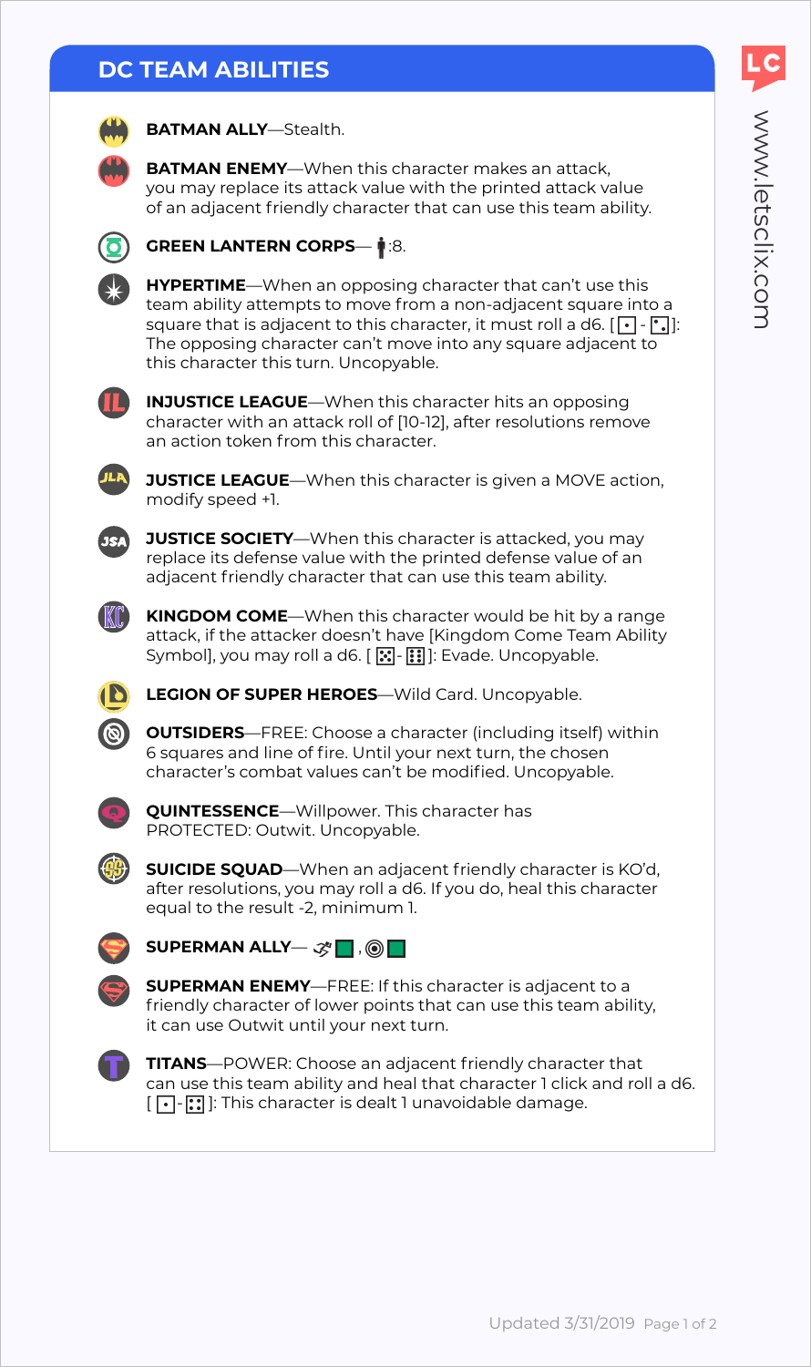# DC TEAM ABILITIES

**BATMAN ALLY**—Stealth.

**BATMAN ENEMY**—When this character makes an attack, you may replace its attack value with the printed attack value of an adjacent friendly character that can use this team ability.

**GREEN LANTERN CORPS**—:8.

**HYPERTIME**—When an opposing character that can't use this team ability attempts to move from a non-adjacent square into a square that is adjacent to this character, it must roll a d6. [1 - 2]: The opposing character can't move into any square adjacent to this character this turn. Uncopyable.

**INJUSTICE LEAGUE**—When this character hits an opposing character with an attack roll of [10-12], after resolutions remove an action token from this character.

**JUSTICE LEAGUE**—When this character is given a MOVE action, modify speed +1.

**JUSTICE SOCIETY**—When this character is attacked, you may replace its defense value with the printed defense value of an adjacent friendly character that can use this team ability.

**KINGDOM COME**—When this character would be hit by a range attack, if the attacker doesn't have [Kingdom Come Team Ability Symbol], you may roll a d6. [5 - 6]: Evade. Uncopyable.

**LEGION OF SUPER HEROES**—Wild Card. Uncopyable.

**OUTSIDERS**—FREE: Choose a character (including itself) within 6 squares and line of fire. Until your next turn, the chosen character's combat values can't be modified. Uncopyable.

**QUINTESSENCE**—Willpower. This character has PROTECTED: Outwit. Uncopyable.

**SUICIDE SQUAD**—When an adjacent friendly character is KO'd, after resolutions, you may roll a d6. If you do, heal this character equal to the result -2, minimum 1.

**SUPERMAN ALLY**— ,

**SUPERMAN ENEMY**—FREE: If this character is adjacent to a friendly character of lower points that can use this team ability, it can use Outwit until your next turn.

**TITANS**—POWER: Choose an adjacent friendly character that can use this team ability and heal that character 1 click and roll a d6. [1 - 4]: This character is dealt 1 unavoidable damage.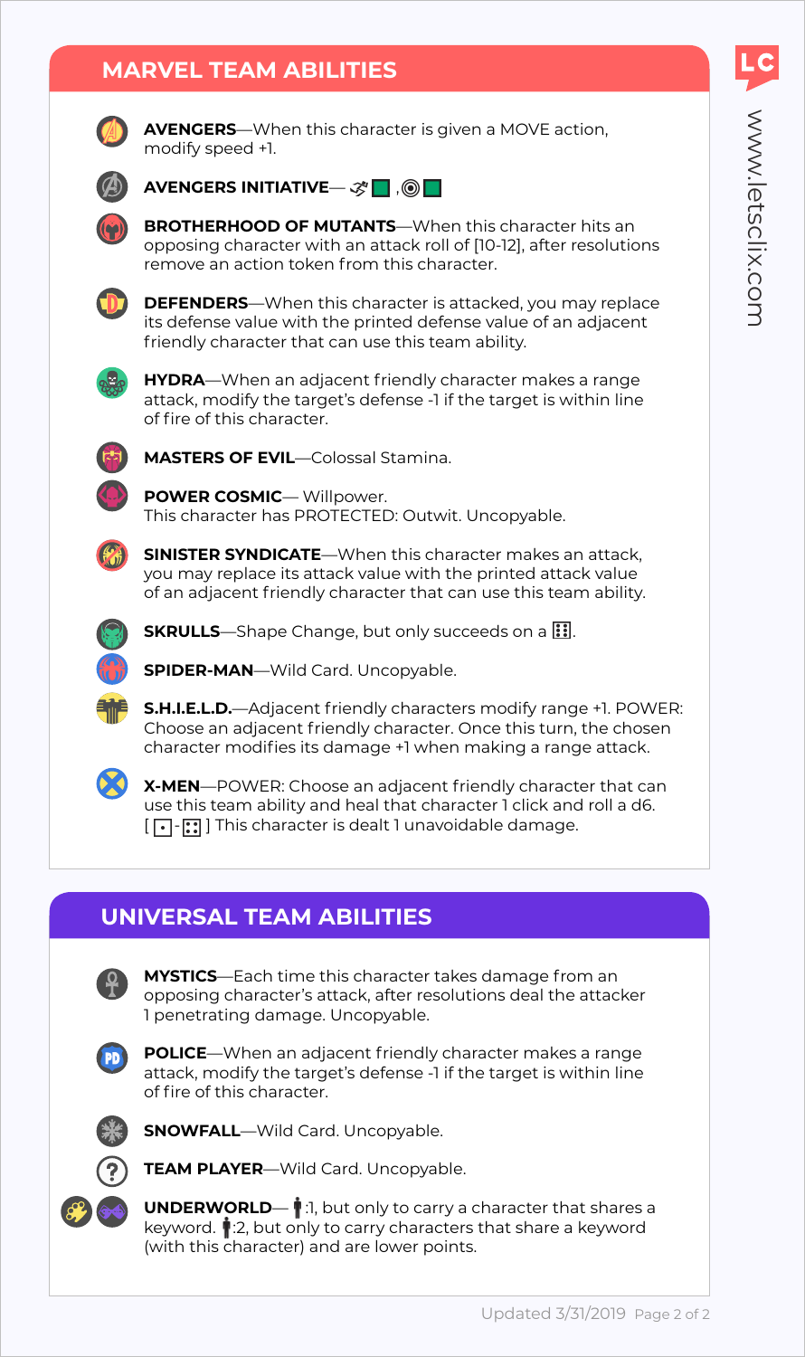## MARVEL TEAM ABILITIES

**AVENGERS**—When this character is given a MOVE action, modify speed +1.

**AVENGERS INITIATIVE**—

**BROTHERHOOD OF MUTANTS**—When this character hits an opposing character with an attack roll of [10-12], after resolutions remove an action token from this character.

**DEFENDERS**—When this character is attacked, you may replace its defense value with the printed defense value of an adjacent friendly character that can use this team ability.

**HYDRA**—When an adjacent friendly character makes a range attack, modify the target's defense -1 if the target is within line of fire of this character.

**MASTERS OF EVIL**—Colossal Stamina.

**POWER COSMIC**— Willpower.
This character has PROTECTED: Outwit. Uncopyable.

**SINISTER SYNDICATE**—When this character makes an attack, you may replace its attack value with the printed attack value of an adjacent friendly character that can use this team ability.

**SKRULLS**—Shape Change, but only succeeds on a 6.

**SPIDER-MAN**—Wild Card. Uncopyable.

**S.H.I.E.L.D.**—Adjacent friendly characters modify range +1. POWER: Choose an adjacent friendly character. Once this turn, the chosen character modifies its damage +1 when making a range attack.

**X-MEN**—POWER: Choose an adjacent friendly character that can use this team ability and heal that character 1 click and roll a d6. [1-4] This character is dealt 1 unavoidable damage.

## UNIVERSAL TEAM ABILITIES

**MYSTICS**—Each time this character takes damage from an opposing character's attack, after resolutions deal the attacker 1 penetrating damage. Uncopyable.

**POLICE**—When an adjacent friendly character makes a range attack, modify the target's defense -1 if the target is within line of fire of this character.

**SNOWFALL**—Wild Card. Uncopyable.

**TEAM PLAYER**—Wild Card. Uncopyable.

**UNDERWORLD**— :1, but only to carry a character that shares a keyword. :2, but only to carry characters that share a keyword (with this character) and are lower points.

Updated 3/31/2019